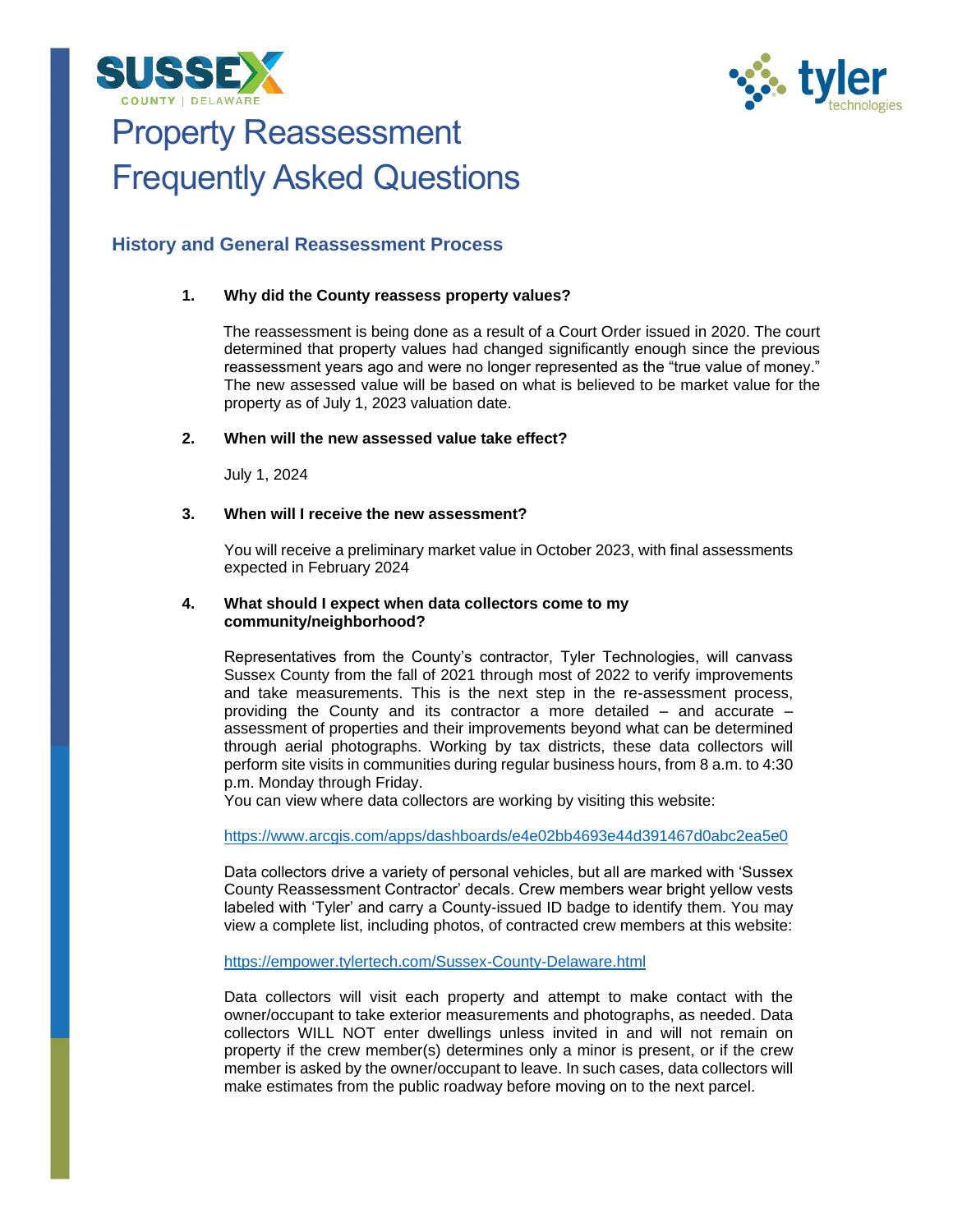# Property Reassessment Frequently Asked Questions

## History and General Reassessment Process

1. **Why did the County reassess property values?**

   The reassessment is being done as a result of a Court Order issued in 2020. The court determined that property values had changed significantly enough since the previous reassessment years ago and were no longer represented as the "true value of money." The new assessed value will be based on what is believed to be market value for the property as of July 1, 2023 valuation date.

2. **When will the new assessed value take effect?**

   July 1, 2024

3. **When will I receive the new assessment?**

   You will receive a preliminary market value in October 2023, with final assessments expected in February 2024

4. **What should I expect when data collectors come to my community/neighborhood?**

   Representatives from the County's contractor, Tyler Technologies, will canvass Sussex County from the fall of 2021 through most of 2022 to verify improvements and take measurements. This is the next step in the re-assessment process, providing the County and its contractor a more detailed – and accurate – assessment of properties and their improvements beyond what can be determined through aerial photographs. Working by tax districts, these data collectors will perform site visits in communities during regular business hours, from 8 a.m. to 4:30 p.m. Monday through Friday.
   You can view where data collectors are working by visiting this website:

   https://www.arcgis.com/apps/dashboards/e4e02bb4693e44d391467d0abc2ea5e0

   Data collectors drive a variety of personal vehicles, but all are marked with 'Sussex County Reassessment Contractor' decals. Crew members wear bright yellow vests labeled with 'Tyler' and carry a County-issued ID badge to identify them. You may view a complete list, including photos, of contracted crew members at this website:

   https://empower.tylertech.com/Sussex-County-Delaware.html

   Data collectors will visit each property and attempt to make contact with the owner/occupant to take exterior measurements and photographs, as needed. Data collectors WILL NOT enter dwellings unless invited in and will not remain on property if the crew member(s) determines only a minor is present, or if the crew member is asked by the owner/occupant to leave. In such cases, data collectors will make estimates from the public roadway before moving on to the next parcel.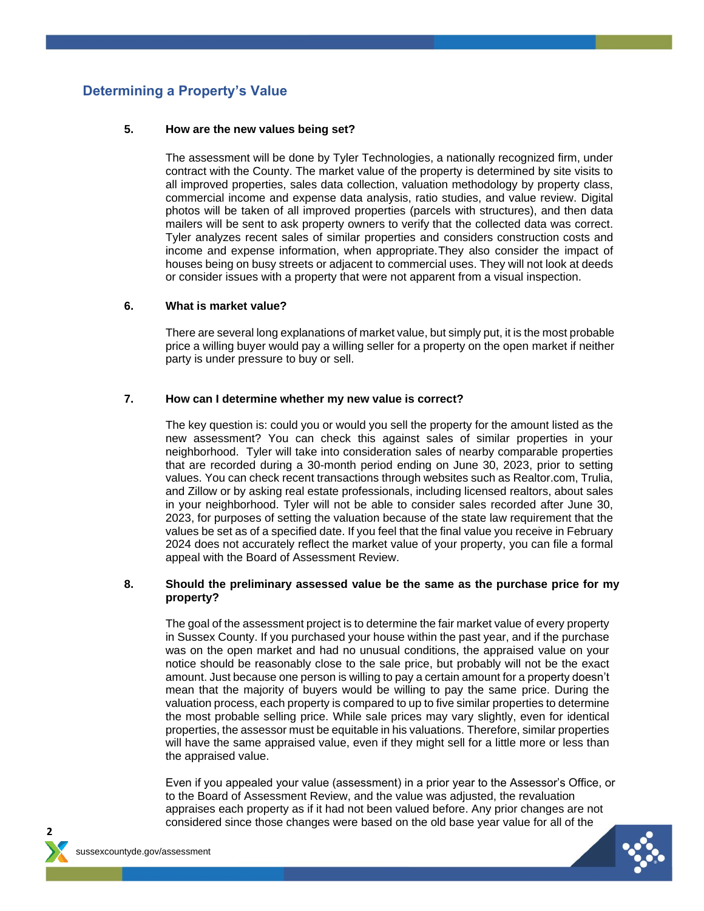## Determining a Property's Value

**5. How are the new values being set?**

The assessment will be done by Tyler Technologies, a nationally recognized firm, under contract with the County. The market value of the property is determined by site visits to all improved properties, sales data collection, valuation methodology by property class, commercial income and expense data analysis, ratio studies, and value review. Digital photos will be taken of all improved properties (parcels with structures), and then data mailers will be sent to ask property owners to verify that the collected data was correct. Tyler analyzes recent sales of similar properties and considers construction costs and income and expense information, when appropriate.They also consider the impact of houses being on busy streets or adjacent to commercial uses. They will not look at deeds or consider issues with a property that were not apparent from a visual inspection.

**6. What is market value?**

There are several long explanations of market value, but simply put, it is the most probable price a willing buyer would pay a willing seller for a property on the open market if neither party is under pressure to buy or sell.

**7. How can I determine whether my new value is correct?**

The key question is: could you or would you sell the property for the amount listed as the new assessment? You can check this against sales of similar properties in your neighborhood. Tyler will take into consideration sales of nearby comparable properties that are recorded during a 30-month period ending on June 30, 2023, prior to setting values. You can check recent transactions through websites such as Realtor.com, Trulia, and Zillow or by asking real estate professionals, including licensed realtors, about sales in your neighborhood. Tyler will not be able to consider sales recorded after June 30, 2023, for purposes of setting the valuation because of the state law requirement that the values be set as of a specified date. If you feel that the final value you receive in February 2024 does not accurately reflect the market value of your property, you can file a formal appeal with the Board of Assessment Review.

**8. Should the preliminary assessed value be the same as the purchase price for my property?**

The goal of the assessment project is to determine the fair market value of every property in Sussex County. If you purchased your house within the past year, and if the purchase was on the open market and had no unusual conditions, the appraised value on your notice should be reasonably close to the sale price, but probably will not be the exact amount. Just because one person is willing to pay a certain amount for a property doesn't mean that the majority of buyers would be willing to pay the same price. During the valuation process, each property is compared to up to five similar properties to determine the most probable selling price. While sale prices may vary slightly, even for identical properties, the assessor must be equitable in his valuations. Therefore, similar properties will have the same appraised value, even if they might sell for a little more or less than the appraised value.

Even if you appealed your value (assessment) in a prior year to the Assessor's Office, or to the Board of Assessment Review, and the value was adjusted, the revaluation appraises each property as if it had not been valued before. Any prior changes are not considered since those changes were based on the old base year value for all of the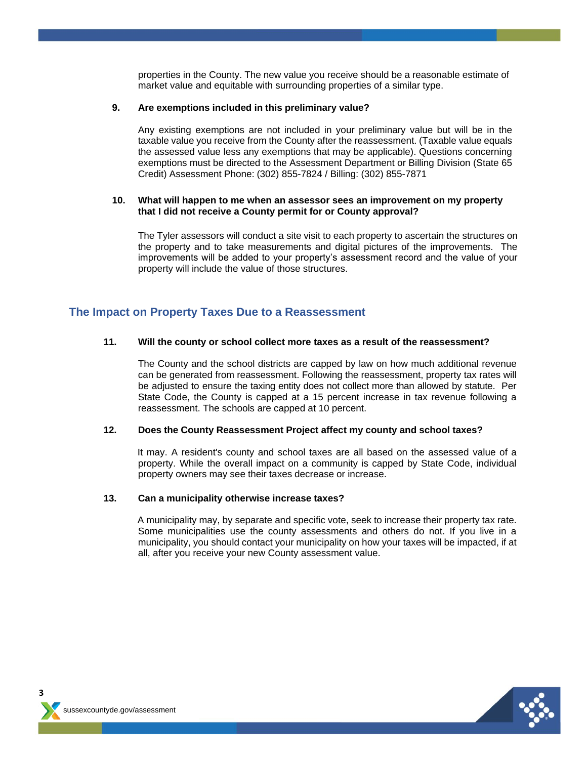properties in the County. The new value you receive should be a reasonable estimate of market value and equitable with surrounding properties of a similar type.

**9. Are exemptions included in this preliminary value?**

Any existing exemptions are not included in your preliminary value but will be in the taxable value you receive from the County after the reassessment. (Taxable value equals the assessed value less any exemptions that may be applicable). Questions concerning exemptions must be directed to the Assessment Department or Billing Division (State 65 Credit) Assessment Phone: (302) 855-7824 / Billing: (302) 855-7871

**10. What will happen to me when an assessor sees an improvement on my property that I did not receive a County permit for or County approval?**

The Tyler assessors will conduct a site visit to each property to ascertain the structures on the property and to take measurements and digital pictures of the improvements. The improvements will be added to your property's assessment record and the value of your property will include the value of those structures.

## The Impact on Property Taxes Due to a Reassessment

**11. Will the county or school collect more taxes as a result of the reassessment?**

The County and the school districts are capped by law on how much additional revenue can be generated from reassessment. Following the reassessment, property tax rates will be adjusted to ensure the taxing entity does not collect more than allowed by statute. Per State Code, the County is capped at a 15 percent increase in tax revenue following a reassessment. The schools are capped at 10 percent.

**12. Does the County Reassessment Project affect my county and school taxes?**

It may. A resident's county and school taxes are all based on the assessed value of a property. While the overall impact on a community is capped by State Code, individual property owners may see their taxes decrease or increase.

**13. Can a municipality otherwise increase taxes?**

A municipality may, by separate and specific vote, seek to increase their property tax rate. Some municipalities use the county assessments and others do not. If you live in a municipality, you should contact your municipality on how your taxes will be impacted, if at all, after you receive your new County assessment value.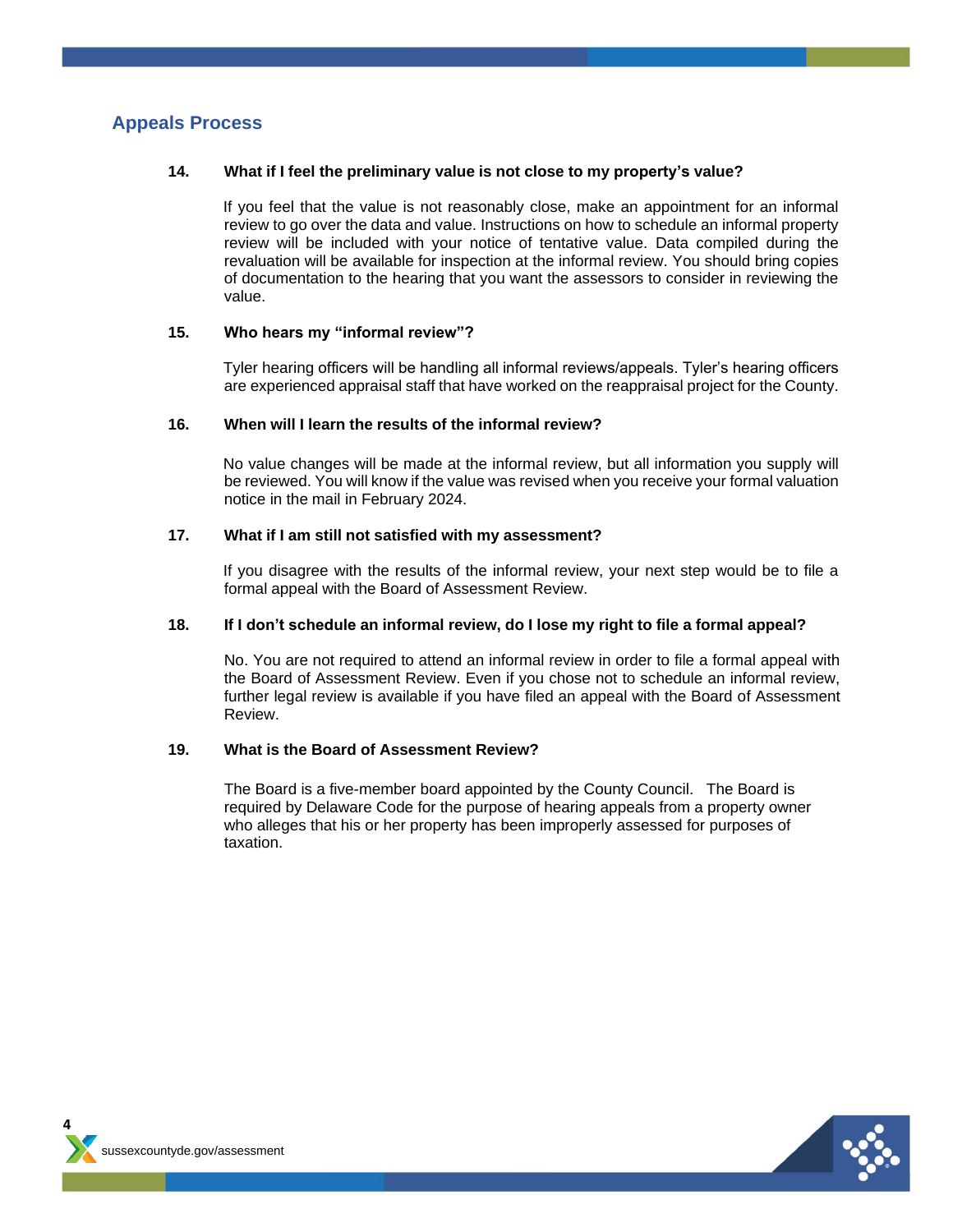## Appeals Process

**14. What if I feel the preliminary value is not close to my property's value?**

If you feel that the value is not reasonably close, make an appointment for an informal review to go over the data and value. Instructions on how to schedule an informal property review will be included with your notice of tentative value. Data compiled during the revaluation will be available for inspection at the informal review. You should bring copies of documentation to the hearing that you want the assessors to consider in reviewing the value.

**15. Who hears my "informal review"?**

Tyler hearing officers will be handling all informal reviews/appeals. Tyler's hearing officers are experienced appraisal staff that have worked on the reappraisal project for the County.

**16. When will I learn the results of the informal review?**

No value changes will be made at the informal review, but all information you supply will be reviewed. You will know if the value was revised when you receive your formal valuation notice in the mail in February 2024.

**17. What if I am still not satisfied with my assessment?**

If you disagree with the results of the informal review, your next step would be to file a formal appeal with the Board of Assessment Review.

**18. If I don't schedule an informal review, do I lose my right to file a formal appeal?**

No. You are not required to attend an informal review in order to file a formal appeal with the Board of Assessment Review. Even if you chose not to schedule an informal review, further legal review is available if you have filed an appeal with the Board of Assessment Review.

**19. What is the Board of Assessment Review?**

The Board is a five-member board appointed by the County Council. The Board is required by Delaware Code for the purpose of hearing appeals from a property owner who alleges that his or her property has been improperly assessed for purposes of taxation.